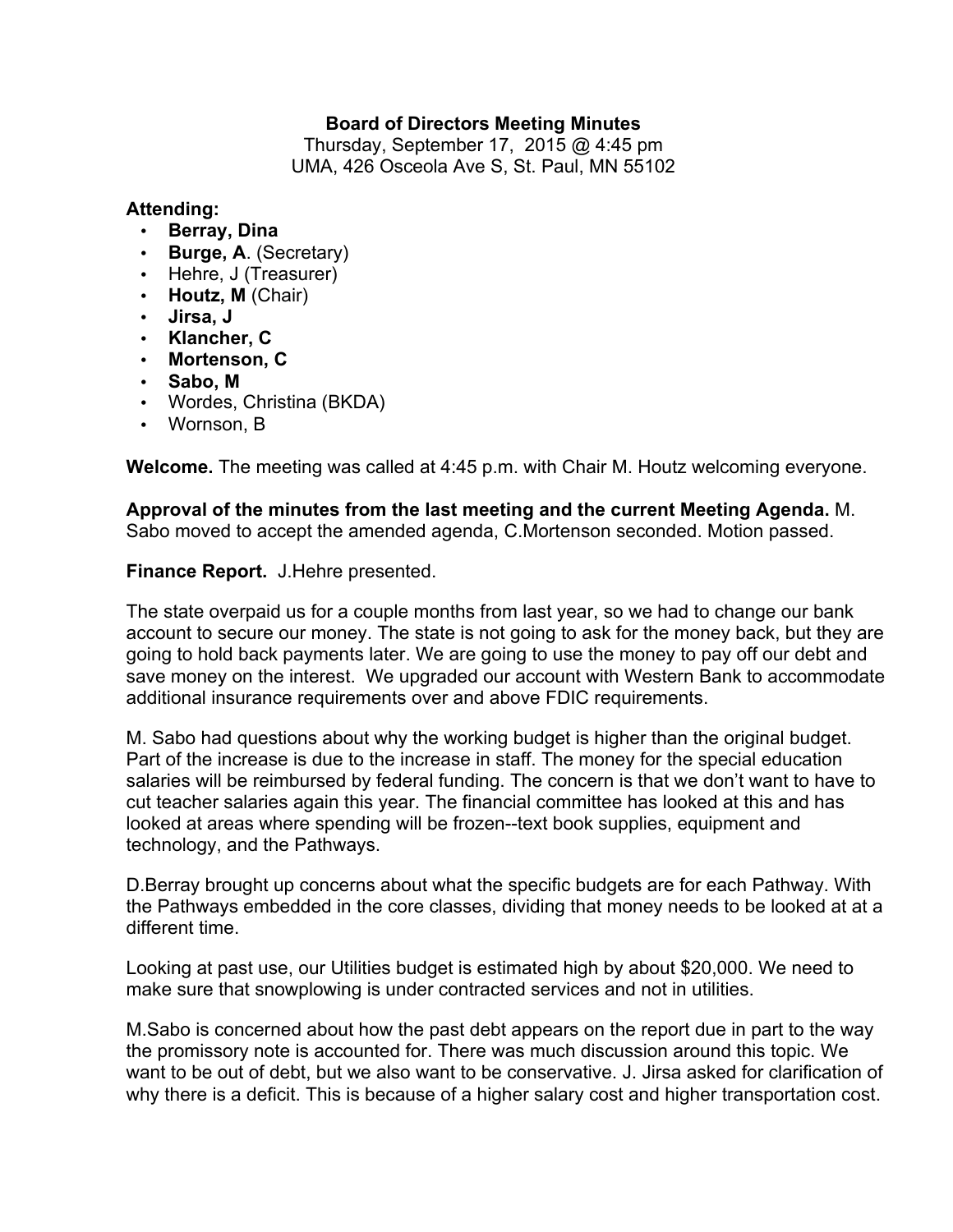**Board of Directors Meeting Minutes**

Thursday, September 17, 2015 @ 4:45 pm

UMA, 426 Osceola Ave S, St. Paul, MN 55102

**Attending:**

- **Berray, Dina**
- **Burge, A**. (Secretary)
- Hehre, J (Treasurer)
- **Houtz, M** (Chair)
- **Jirsa, J**
- **Klancher, C**
- **Mortenson, C**
- **Sabo, M**
- Wordes, Christina (BKDA)
- Wornson, B

**Welcome.** The meeting was called at 4:45 p.m. with Chair M. Houtz welcoming everyone.

**Approval of the minutes from the last meeting and the current Meeting Agenda.** M. Sabo moved to accept the amended agenda, C.Mortenson seconded. Motion passed.

**Finance Report.** J.Hehre presented.

The state overpaid us for a couple months from last year, so we had to change our bank account to secure our money. The state is not going to ask for the money back, but they are going to hold back payments later. We are going to use the money to pay off our debt and save money on the interest. We upgraded our account with Western Bank to accommodate additional insurance requirements over and above FDIC requirements.

M. Sabo had questions about why the working budget is higher than the original budget. Part of the increase is due to the increase in staff. The money for the special education salaries will be reimbursed by federal funding. The concern is that we don't want to have to cut teacher salaries again this year. The financial committee has looked at this and has looked at areas where spending will be frozen--text book supplies, equipment and technology, and the Pathways.

D.Berray brought up concerns about what the specific budgets are for each Pathway. With the Pathways embedded in the core classes, dividing that money needs to be looked at at a different time.

Looking at past use, our Utilities budget is estimated high by about $20,000. We need to make sure that snowplowing is under contracted services and not in utilities.

M.Sabo is concerned about how the past debt appears on the report due in part to the way the promissory note is accounted for. There was much discussion around this topic. We want to be out of debt, but we also want to be conservative. J. Jirsa asked for clarification of why there is a deficit. This is because of a higher salary cost and higher transportation cost.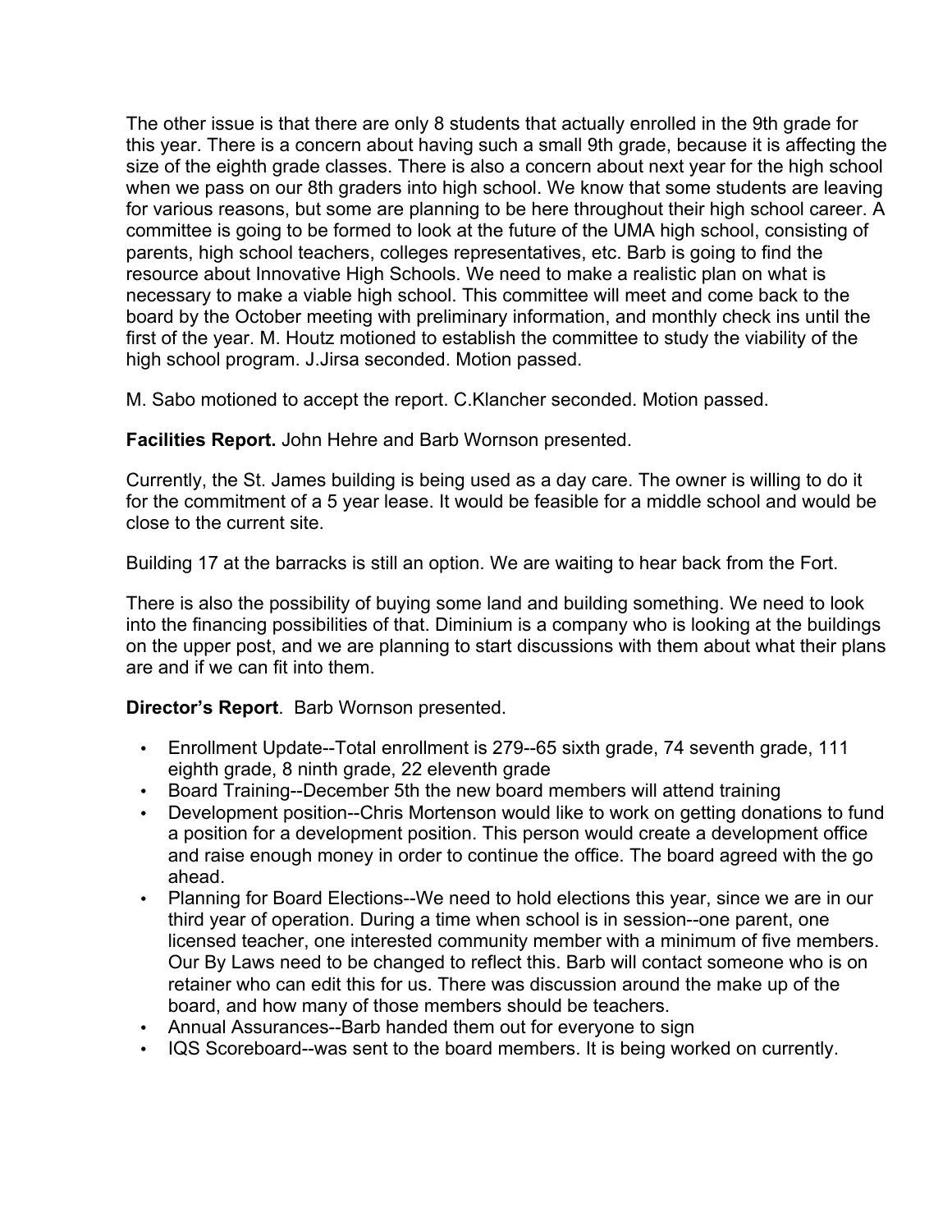The other issue is that there are only 8 students that actually enrolled in the 9th grade for this year. There is a concern about having such a small 9th grade, because it is affecting the size of the eighth grade classes. There is also a concern about next year for the high school when we pass on our 8th graders into high school. We know that some students are leaving for various reasons, but some are planning to be here throughout their high school career. A committee is going to be formed to look at the future of the UMA high school, consisting of parents, high school teachers, colleges representatives, etc. Barb is going to find the resource about Innovative High Schools. We need to make a realistic plan on what is necessary to make a viable high school. This committee will meet and come back to the board by the October meeting with preliminary information, and monthly check ins until the first of the year. M. Houtz motioned to establish the committee to study the viability of the high school program. J.Jirsa seconded. Motion passed.

M. Sabo motioned to accept the report. C.Klancher seconded. Motion passed.

**Facilities Report.** John Hehre and Barb Wornson presented.

Currently, the St. James building is being used as a day care. The owner is willing to do it for the commitment of a 5 year lease. It would be feasible for a middle school and would be close to the current site.

Building 17 at the barracks is still an option. We are waiting to hear back from the Fort.

There is also the possibility of buying some land and building something. We need to look into the financing possibilities of that. Diminium is a company who is looking at the buildings on the upper post, and we are planning to start discussions with them about what their plans are and if we can fit into them.

**Director's Report**. Barb Wornson presented.

- Enrollment Update--Total enrollment is 279--65 sixth grade, 74 seventh grade, 111 eighth grade, 8 ninth grade, 22 eleventh grade
- Board Training--December 5th the new board members will attend training
- Development position--Chris Mortenson would like to work on getting donations to fund a position for a development position. This person would create a development office and raise enough money in order to continue the office. The board agreed with the go ahead.
- Planning for Board Elections--We need to hold elections this year, since we are in our third year of operation. During a time when school is in session--one parent, one licensed teacher, one interested community member with a minimum of five members. Our By Laws need to be changed to reflect this. Barb will contact someone who is on retainer who can edit this for us. There was discussion around the make up of the board, and how many of those members should be teachers.
- Annual Assurances--Barb handed them out for everyone to sign
- IQS Scoreboard--was sent to the board members. It is being worked on currently.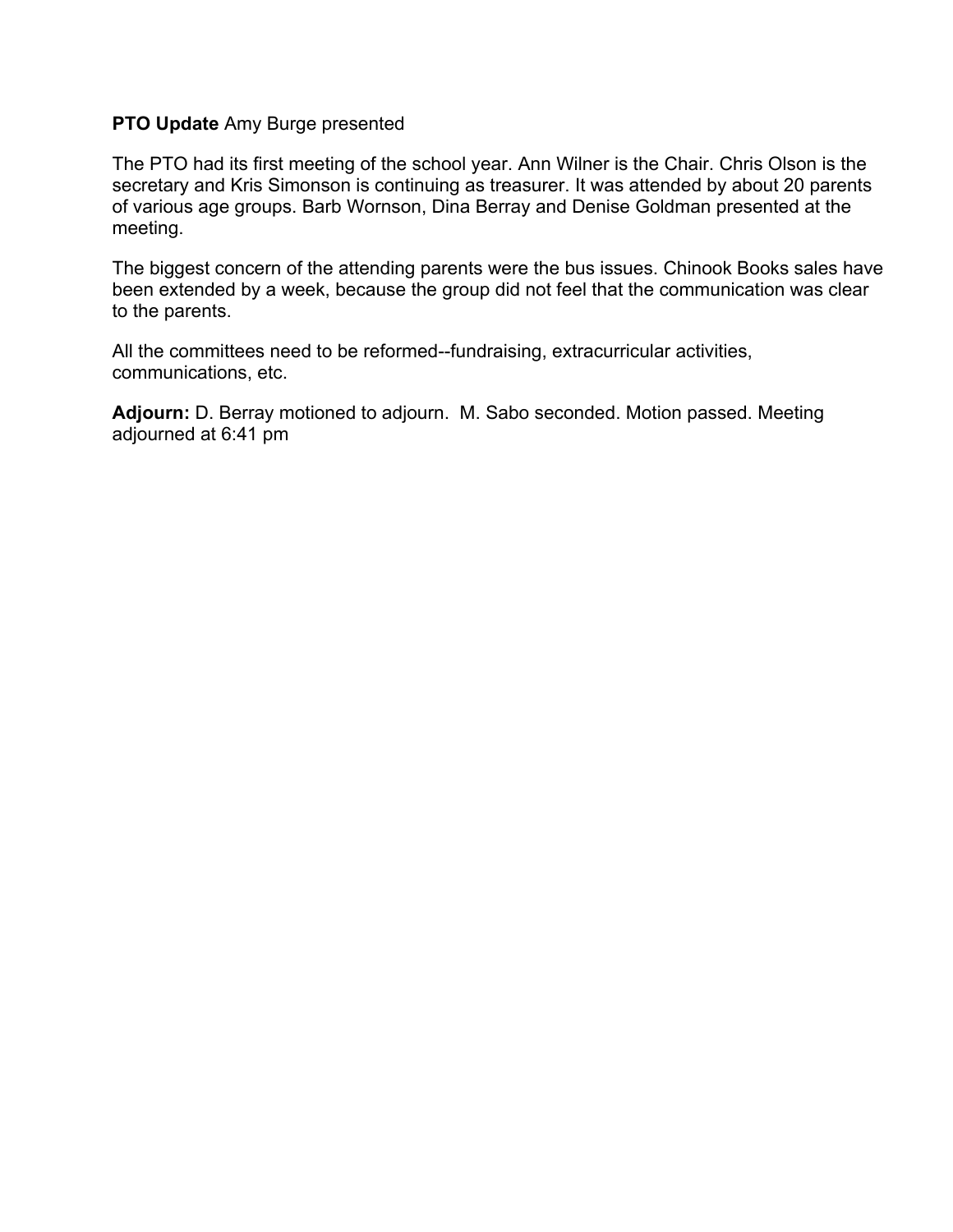**PTO Update** Amy Burge presented

The PTO had its first meeting of the school year. Ann Wilner is the Chair. Chris Olson is the secretary and Kris Simonson is continuing as treasurer. It was attended by about 20 parents of various age groups. Barb Wornson, Dina Berray and Denise Goldman presented at the meeting.

The biggest concern of the attending parents were the bus issues. Chinook Books sales have been extended by a week, because the group did not feel that the communication was clear to the parents.

All the committees need to be reformed--fundraising, extracurricular activities, communications, etc.

**Adjourn:** D. Berray motioned to adjourn. M. Sabo seconded. Motion passed. Meeting adjourned at 6:41 pm